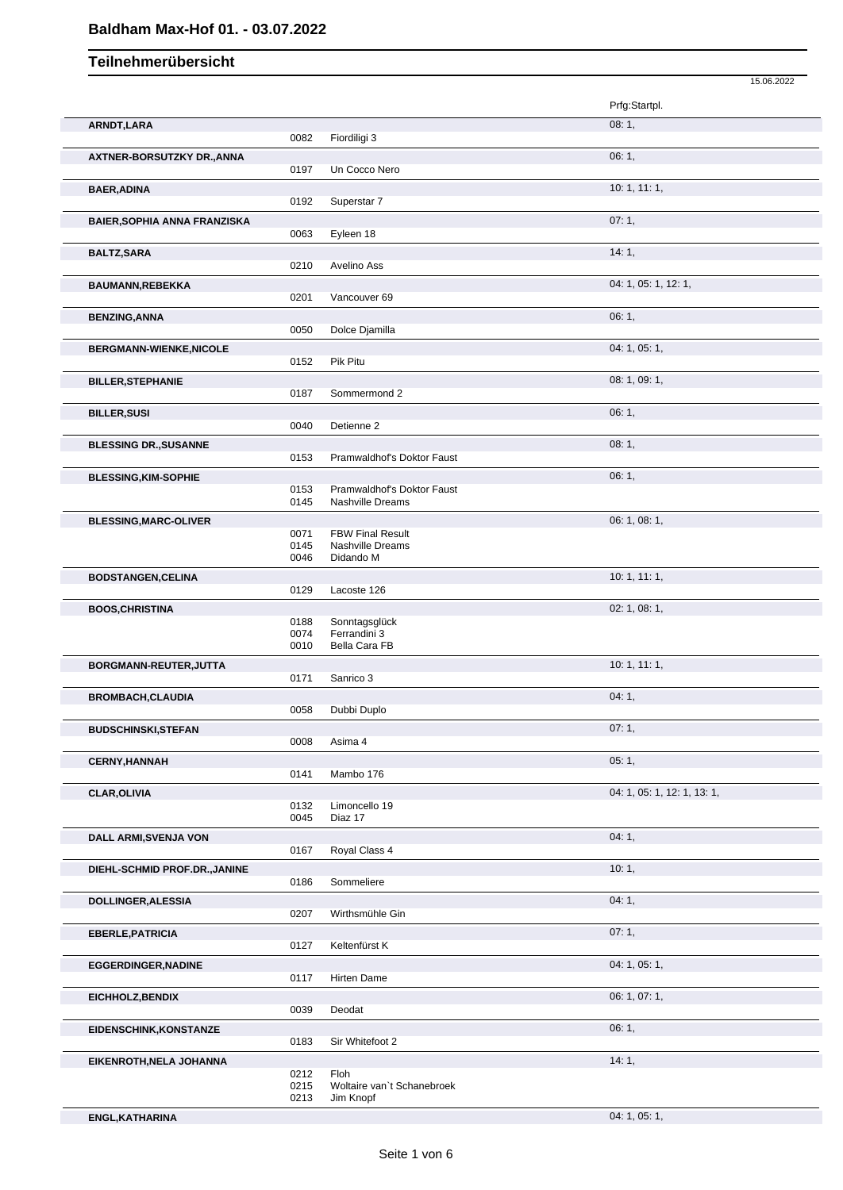# Baldham Max-Hof 01. - 03.07.2022

## Teilnehmerübersicht

15.06.2022

| Name | Nr. | Pferd | Prfg:Startpl. |
|---|---|---|---|
| **ARNDT,LARA** | | | 08: 1, |
| | 0082 | Fiordiligi 3 | |
| **AXTNER-BORSUTZKY DR.,ANNA** | | | 06: 1, |
| | 0197 | Un Cocco Nero | |
| **BAER,ADINA** | | | 10: 1, 11: 1, |
| | 0192 | Superstar 7 | |
| **BAIER,SOPHIA ANNA FRANZISKA** | | | 07: 1, |
| | 0063 | Eyleen 18 | |
| **BALTZ,SARA** | | | 14: 1, |
| | 0210 | Avelino Ass | |
| **BAUMANN,REBEKKA** | | | 04: 1, 05: 1, 12: 1, |
| | 0201 | Vancouver 69 | |
| **BENZING,ANNA** | | | 06: 1, |
| | 0050 | Dolce Djamilla | |
| **BERGMANN-WIENKE,NICOLE** | | | 04: 1, 05: 1, |
| | 0152 | Pik Pitu | |
| **BILLER,STEPHANIE** | | | 08: 1, 09: 1, |
| | 0187 | Sommermond 2 | |
| **BILLER,SUSI** | | | 06: 1, |
| | 0040 | Detienne 2 | |
| **BLESSING DR.,SUSANNE** | | | 08: 1, |
| | 0153 | Pramwaldhof's Doktor Faust | |
| **BLESSING,KIM-SOPHIE** | | | 06: 1, |
| | 0153 | Pramwaldhof's Doktor Faust | |
| | 0145 | Nashville Dreams | |
| **BLESSING,MARC-OLIVER** | | | 06: 1, 08: 1, |
| | 0071 | FBW Final Result | |
| | 0145 | Nashville Dreams | |
| | 0046 | Didando M | |
| **BODSTANGEN,CELINA** | | | 10: 1, 11: 1, |
| | 0129 | Lacoste 126 | |
| **BOOS,CHRISTINA** | | | 02: 1, 08: 1, |
| | 0188 | Sonntagsglück | |
| | 0074 | Ferrandini 3 | |
| | 0010 | Bella Cara FB | |
| **BORGMANN-REUTER,JUTTA** | | | 10: 1, 11: 1, |
| | 0171 | Sanrico 3 | |
| **BROMBACH,CLAUDIA** | | | 04: 1, |
| | 0058 | Dubbi Duplo | |
| **BUDSCHINSKI,STEFAN** | | | 07: 1, |
| | 0008 | Asima 4 | |
| **CERNY,HANNAH** | | | 05: 1, |
| | 0141 | Mambo 176 | |
| **CLAR,OLIVIA** | | | 04: 1, 05: 1, 12: 1, 13: 1, |
| | 0132 | Limoncello 19 | |
| | 0045 | Diaz 17 | |
| **DALL ARMI,SVENJA VON** | | | 04: 1, |
| | 0167 | Royal Class 4 | |
| **DIEHL-SCHMID PROF.DR.,JANINE** | | | 10: 1, |
| | 0186 | Sommeliere | |
| **DOLLINGER,ALESSIA** | | | 04: 1, |
| | 0207 | Wirthsmühle Gin | |
| **EBERLE,PATRICIA** | | | 07: 1, |
| | 0127 | Keltenfürst K | |
| **EGGERDINGER,NADINE** | | | 04: 1, 05: 1, |
| | 0117 | Hirten Dame | |
| **EICHHOLZ,BENDIX** | | | 06: 1, 07: 1, |
| | 0039 | Deodat | |
| **EIDENSCHINK,KONSTANZE** | | | 06: 1, |
| | 0183 | Sir Whitefoot 2 | |
| **EIKENROTH,NELA JOHANNA** | | | 14: 1, |
| | 0212 | Floh | |
| | 0215 | Woltaire van`t Schanebroek | |
| | 0213 | Jim Knopf | |
| **ENGL,KATHARINA** | | | 04: 1, 05: 1, |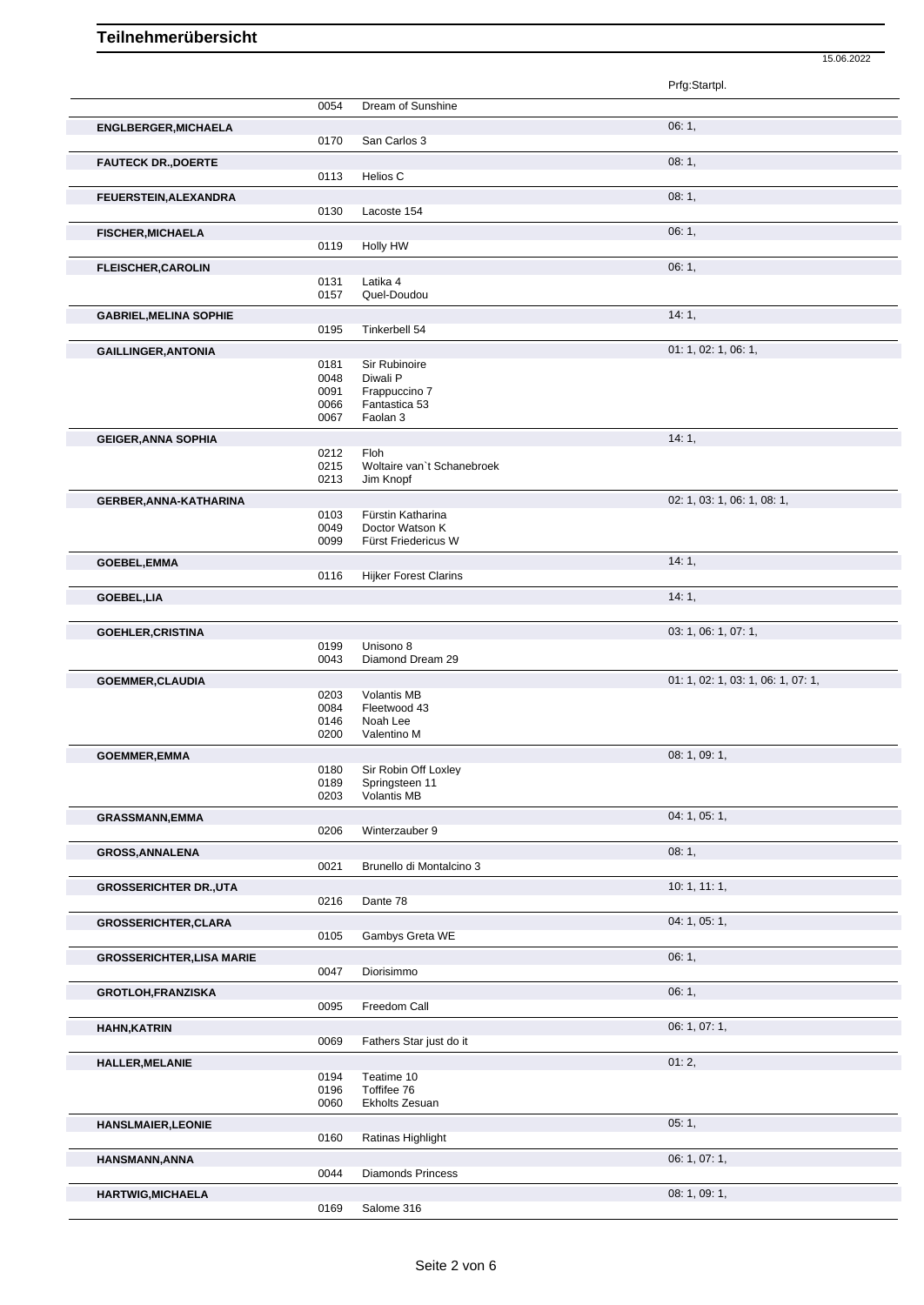# Teilnehmerübersicht

15.06.2022

| Name | Nr. | Pferd | Prfg:Startpl. |
|---|---|---|---|
| | 0054 | Dream of Sunshine | |
| **ENGLBERGER,MICHAELA** | | | 06: 1, |
| | 0170 | San Carlos 3 | |
| **FAUTECK DR.,DOERTE** | | | 08: 1, |
| | 0113 | Helios C | |
| **FEUERSTEIN,ALEXANDRA** | | | 08: 1, |
| | 0130 | Lacoste 154 | |
| **FISCHER,MICHAELA** | | | 06: 1, |
| | 0119 | Holly HW | |
| **FLEISCHER,CAROLIN** | | | 06: 1, |
| | 0131 | Latika 4 | |
| | 0157 | Quel-Doudou | |
| **GABRIEL,MELINA SOPHIE** | | | 14: 1, |
| | 0195 | Tinkerbell 54 | |
| **GAILLINGER,ANTONIA** | | | 01: 1, 02: 1, 06: 1, |
| | 0181 | Sir Rubinoire | |
| | 0048 | Diwali P | |
| | 0091 | Frappuccino 7 | |
| | 0066 | Fantastica 53 | |
| | 0067 | Faolan 3 | |
| **GEIGER,ANNA SOPHIA** | | | 14: 1, |
| | 0212 | Floh | |
| | 0215 | Woltaire van`t Schanebroek | |
| | 0213 | Jim Knopf | |
| **GERBER,ANNA-KATHARINA** | | | 02: 1, 03: 1, 06: 1, 08: 1, |
| | 0103 | Fürstin Katharina | |
| | 0049 | Doctor Watson K | |
| | 0099 | Fürst Friedericus W | |
| **GOEBEL,EMMA** | | | 14: 1, |
| | 0116 | Hijker Forest Clarins | |
| **GOEBEL,LIA** | | | 14: 1, |
| **GOEHLER,CRISTINA** | | | 03: 1, 06: 1, 07: 1, |
| | 0199 | Unisono 8 | |
| | 0043 | Diamond Dream 29 | |
| **GOEMMER,CLAUDIA** | | | 01: 1, 02: 1, 03: 1, 06: 1, 07: 1, |
| | 0203 | Volantis MB | |
| | 0084 | Fleetwood 43 | |
| | 0146 | Noah Lee | |
| | 0200 | Valentino M | |
| **GOEMMER,EMMA** | | | 08: 1, 09: 1, |
| | 0180 | Sir Robin Off Loxley | |
| | 0189 | Springsteen 11 | |
| | 0203 | Volantis MB | |
| **GRASSMANN,EMMA** | | | 04: 1, 05: 1, |
| | 0206 | Winterzauber 9 | |
| **GROSS,ANNALENA** | | | 08: 1, |
| | 0021 | Brunello di Montalcino 3 | |
| **GROSSERICHTER DR.,UTA** | | | 10: 1, 11: 1, |
| | 0216 | Dante 78 | |
| **GROSSERICHTER,CLARA** | | | 04: 1, 05: 1, |
| | 0105 | Gambys Greta WE | |
| **GROSSERICHTER,LISA MARIE** | | | 06: 1, |
| | 0047 | Diorisimmo | |
| **GROTLOH,FRANZISKA** | | | 06: 1, |
| | 0095 | Freedom Call | |
| **HAHN,KATRIN** | | | 06: 1, 07: 1, |
| | 0069 | Fathers Star just do it | |
| **HALLER,MELANIE** | | | 01: 2, |
| | 0194 | Teatime 10 | |
| | 0196 | Toffifee 76 | |
| | 0060 | Ekholts Zesuan | |
| **HANSLMAIER,LEONIE** | | | 05: 1, |
| | 0160 | Ratinas Highlight | |
| **HANSMANN,ANNA** | | | 06: 1, 07: 1, |
| | 0044 | Diamonds Princess | |
| **HARTWIG,MICHAELA** | | | 08: 1, 09: 1, |
| | 0169 | Salome 316 | |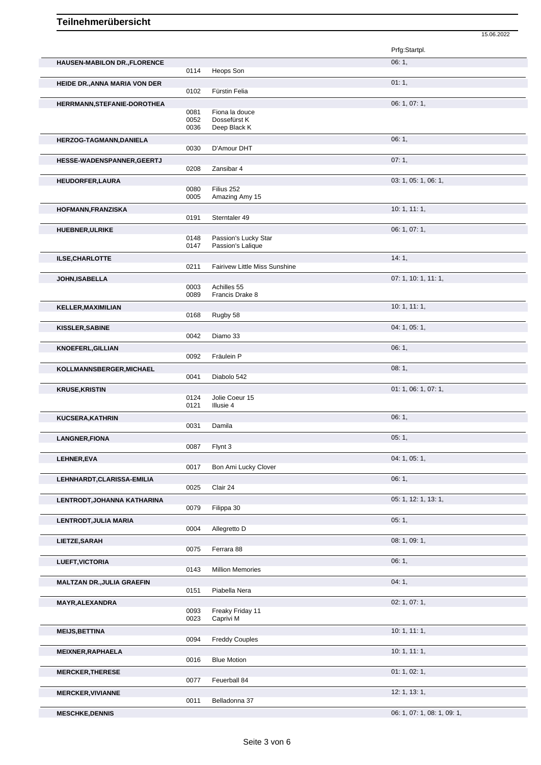# Teilnehmerübersicht

15.06.2022

| Name | Nr. | Pferd | Prfg:Startpl. |
|---|---|---|---|
| **HAUSEN-MABILON DR.,FLORENCE** | | | 06: 1, |
| | 0114 | Heops Son | |
| **HEIDE DR.,ANNA MARIA VON DER** | | | 01: 1, |
| | 0102 | Fürstin Felia | |
| **HERRMANN,STEFANIE-DOROTHEA** | | | 06: 1, 07: 1, |
| | 0081 | Fiona la douce | |
| | 0052 | Dossefürst K | |
| | 0036 | Deep Black K | |
| **HERZOG-TAGMANN,DANIELA** | | | 06: 1, |
| | 0030 | D'Amour DHT | |
| **HESSE-WADENSPANNER,GEERTJ** | | | 07: 1, |
| | 0208 | Zansibar 4 | |
| **HEUDORFER,LAURA** | | | 03: 1, 05: 1, 06: 1, |
| | 0080 | Filius 252 | |
| | 0005 | Amazing Amy 15 | |
| **HOFMANN,FRANZISKA** | | | 10: 1, 11: 1, |
| | 0191 | Sterntaler 49 | |
| **HUEBNER,ULRIKE** | | | 06: 1, 07: 1, |
| | 0148 | Passion's Lucky Star | |
| | 0147 | Passion's Lalique | |
| **ILSE,CHARLOTTE** | | | 14: 1, |
| | 0211 | Fairivew Little Miss Sunshine | |
| **JOHN,ISABELLA** | | | 07: 1, 10: 1, 11: 1, |
| | 0003 | Achilles 55 | |
| | 0089 | Francis Drake 8 | |
| **KELLER,MAXIMILIAN** | | | 10: 1, 11: 1, |
| | 0168 | Rugby 58 | |
| **KISSLER,SABINE** | | | 04: 1, 05: 1, |
| | 0042 | Diamo 33 | |
| **KNOEFERL,GILLIAN** | | | 06: 1, |
| | 0092 | Fräulein P | |
| **KOLLMANNSBERGER,MICHAEL** | | | 08: 1, |
| | 0041 | Diabolo 542 | |
| **KRUSE,KRISTIN** | | | 01: 1, 06: 1, 07: 1, |
| | 0124 | Jolie Coeur 15 | |
| | 0121 | Illusie 4 | |
| **KUCSERA,KATHRIN** | | | 06: 1, |
| | 0031 | Damila | |
| **LANGNER,FIONA** | | | 05: 1, |
| | 0087 | Flynt 3 | |
| **LEHNER,EVA** | | | 04: 1, 05: 1, |
| | 0017 | Bon Ami Lucky Clover | |
| **LEHNHARDT,CLARISSA-EMILIA** | | | 06: 1, |
| | 0025 | Clair 24 | |
| **LENTRODT,JOHANNA KATHARINA** | | | 05: 1, 12: 1, 13: 1, |
| | 0079 | Filippa 30 | |
| **LENTRODT,JULIA MARIA** | | | 05: 1, |
| | 0004 | Allegretto D | |
| **LIETZE,SARAH** | | | 08: 1, 09: 1, |
| | 0075 | Ferrara 88 | |
| **LUEFT,VICTORIA** | | | 06: 1, |
| | 0143 | Million Memories | |
| **MALTZAN DR.,JULIA GRAEFIN** | | | 04: 1, |
| | 0151 | Piabella Nera | |
| **MAYR,ALEXANDRA** | | | 02: 1, 07: 1, |
| | 0093 | Freaky Friday 11 | |
| | 0023 | Caprivi M | |
| **MEIJS,BETTINA** | | | 10: 1, 11: 1, |
| | 0094 | Freddy Couples | |
| **MEIXNER,RAPHAELA** | | | 10: 1, 11: 1, |
| | 0016 | Blue Motion | |
| **MERCKER,THERESE** | | | 01: 1, 02: 1, |
| | 0077 | Feuerball 84 | |
| **MERCKER,VIVIANNE** | | | 12: 1, 13: 1, |
| | 0011 | Belladonna 37 | |
| **MESCHKE,DENNIS** | | | 06: 1, 07: 1, 08: 1, 09: 1, |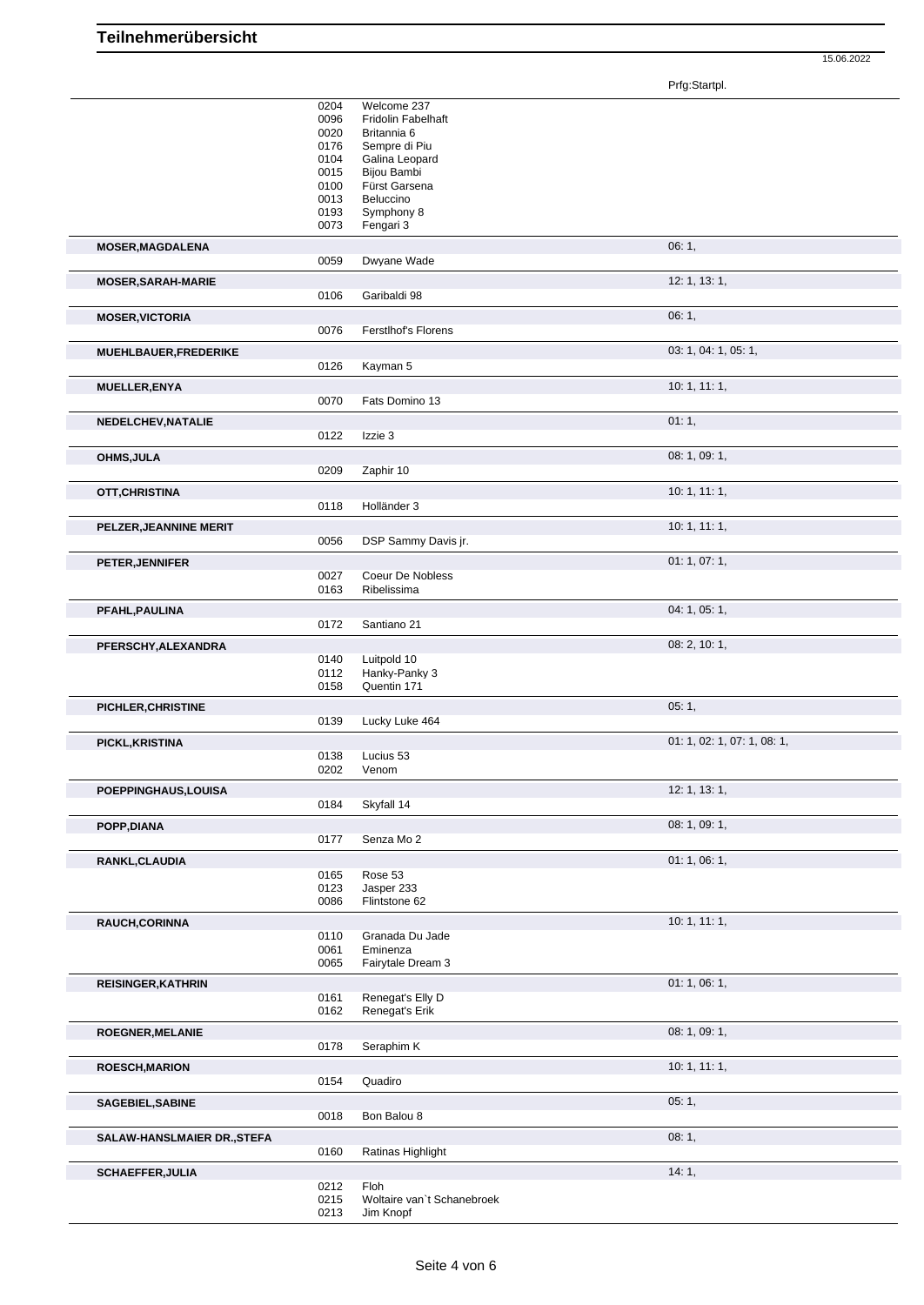# Teilnehmerübersicht

15.06.2022

| Teilnehmer | Nr. | Pferd | Prfg:Startpl. |
|---|---|---|---|
| | 0204 | Welcome 237 | |
| | 0096 | Fridolin Fabelhaft | |
| | 0020 | Britannia 6 | |
| | 0176 | Sempre di Piu | |
| | 0104 | Galina Leopard | |
| | 0015 | Bijou Bambi | |
| | 0100 | Fürst Garsena | |
| | 0013 | Beluccino | |
| | 0193 | Symphony 8 | |
| | 0073 | Fengari 3 | |
| **MOSER,MAGDALENA** | | | 06: 1, |
| | 0059 | Dwyane Wade | |
| **MOSER,SARAH-MARIE** | | | 12: 1, 13: 1, |
| | 0106 | Garibaldi 98 | |
| **MOSER,VICTORIA** | | | 06: 1, |
| | 0076 | Ferstlhof's Florens | |
| **MUEHLBAUER,FREDERIKE** | | | 03: 1, 04: 1, 05: 1, |
| | 0126 | Kayman 5 | |
| **MUELLER,ENYA** | | | 10: 1, 11: 1, |
| | 0070 | Fats Domino 13 | |
| **NEDELCHEV,NATALIE** | | | 01: 1, |
| | 0122 | Izzie 3 | |
| **OHMS,JULA** | | | 08: 1, 09: 1, |
| | 0209 | Zaphir 10 | |
| **OTT,CHRISTINA** | | | 10: 1, 11: 1, |
| | 0118 | Holländer 3 | |
| **PELZER,JEANNINE MERIT** | | | 10: 1, 11: 1, |
| | 0056 | DSP Sammy Davis jr. | |
| **PETER,JENNIFER** | | | 01: 1, 07: 1, |
| | 0027 | Coeur De Nobless | |
| | 0163 | Ribelissima | |
| **PFAHL,PAULINA** | | | 04: 1, 05: 1, |
| | 0172 | Santiano 21 | |
| **PFERSCHY,ALEXANDRA** | | | 08: 2, 10: 1, |
| | 0140 | Luitpold 10 | |
| | 0112 | Hanky-Panky 3 | |
| | 0158 | Quentin 171 | |
| **PICHLER,CHRISTINE** | | | 05: 1, |
| | 0139 | Lucky Luke 464 | |
| **PICKL,KRISTINA** | | | 01: 1, 02: 1, 07: 1, 08: 1, |
| | 0138 | Lucius 53 | |
| | 0202 | Venom | |
| **POEPPINGHAUS,LOUISA** | | | 12: 1, 13: 1, |
| | 0184 | Skyfall 14 | |
| **POPP,DIANA** | | | 08: 1, 09: 1, |
| | 0177 | Senza Mo 2 | |
| **RANKL,CLAUDIA** | | | 01: 1, 06: 1, |
| | 0165 | Rose 53 | |
| | 0123 | Jasper 233 | |
| | 0086 | Flintstone 62 | |
| **RAUCH,CORINNA** | | | 10: 1, 11: 1, |
| | 0110 | Granada Du Jade | |
| | 0061 | Eminenza | |
| | 0065 | Fairytale Dream 3 | |
| **REISINGER,KATHRIN** | | | 01: 1, 06: 1, |
| | 0161 | Renegat's Elly D | |
| | 0162 | Renegat's Erik | |
| **ROEGNER,MELANIE** | | | 08: 1, 09: 1, |
| | 0178 | Seraphim K | |
| **ROESCH,MARION** | | | 10: 1, 11: 1, |
| | 0154 | Quadiro | |
| **SAGEBIEL,SABINE** | | | 05: 1, |
| | 0018 | Bon Balou 8 | |
| **SALAW-HANSLMAIER DR.,STEFA** | | | 08: 1, |
| | 0160 | Ratinas Highlight | |
| **SCHAEFFER,JULIA** | | | 14: 1, |
| | 0212 | Floh | |
| | 0215 | Woltaire van`t Schanebroek | |
| | 0213 | Jim Knopf | |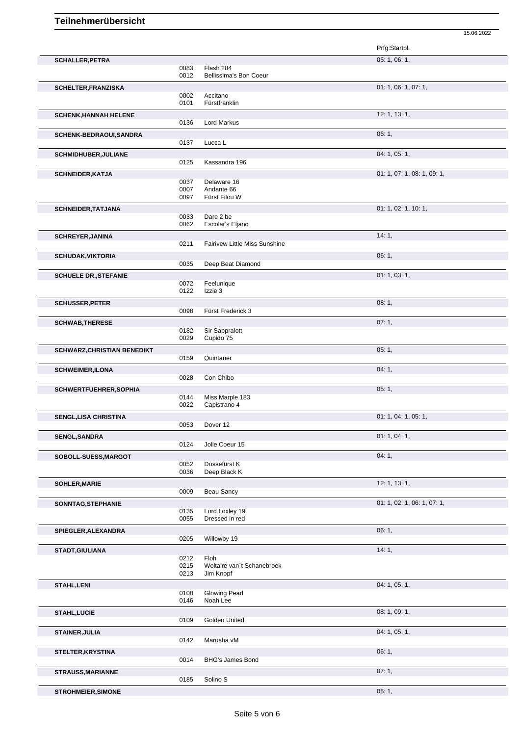# Teilnehmerübersicht

15.06.2022

| | | | Prfg:Startpl. |
|---|---|---|---|
| **SCHALLER,PETRA** | | | 05: 1, 06: 1, |
| | 0083 | Flash 284 | |
| | 0012 | Bellissima's Bon Coeur | |
| **SCHELTER,FRANZISKA** | | | 01: 1, 06: 1, 07: 1, |
| | 0002 | Accitano | |
| | 0101 | Fürstfranklin | |
| **SCHENK,HANNAH HELENE** | | | 12: 1, 13: 1, |
| | 0136 | Lord Markus | |
| **SCHENK-BEDRAOUI,SANDRA** | | | 06: 1, |
| | 0137 | Lucca L | |
| **SCHMIDHUBER,JULIANE** | | | 04: 1, 05: 1, |
| | 0125 | Kassandra 196 | |
| **SCHNEIDER,KATJA** | | | 01: 1, 07: 1, 08: 1, 09: 1, |
| | 0037 | Delaware 16 | |
| | 0007 | Andante 66 | |
| | 0097 | Fürst Filou W | |
| **SCHNEIDER,TATJANA** | | | 01: 1, 02: 1, 10: 1, |
| | 0033 | Dare 2 be | |
| | 0062 | Escolar's Eljano | |
| **SCHREYER,JANINA** | | | 14: 1, |
| | 0211 | Fairivew Little Miss Sunshine | |
| **SCHUDAK,VIKTORIA** | | | 06: 1, |
| | 0035 | Deep Beat Diamond | |
| **SCHUELE DR.,STEFANIE** | | | 01: 1, 03: 1, |
| | 0072 | Feelunique | |
| | 0122 | Izzie 3 | |
| **SCHUSSER,PETER** | | | 08: 1, |
| | 0098 | Fürst Frederick 3 | |
| **SCHWAB,THERESE** | | | 07: 1, |
| | 0182 | Sir Sappralott | |
| | 0029 | Cupido 75 | |
| **SCHWARZ,CHRISTIAN BENEDIKT** | | | 05: 1, |
| | 0159 | Quintaner | |
| **SCHWEIMER,ILONA** | | | 04: 1, |
| | 0028 | Con Chibo | |
| **SCHWERTFUEHRER,SOPHIA** | | | 05: 1, |
| | 0144 | Miss Marple 183 | |
| | 0022 | Capistrano 4 | |
| **SENGL,LISA CHRISTINA** | | | 01: 1, 04: 1, 05: 1, |
| | 0053 | Dover 12 | |
| **SENGL,SANDRA** | | | 01: 1, 04: 1, |
| | 0124 | Jolie Coeur 15 | |
| **SOBOLL-SUESS,MARGOT** | | | 04: 1, |
| | 0052 | Dossefürst K | |
| | 0036 | Deep Black K | |
| **SOHLER,MARIE** | | | 12: 1, 13: 1, |
| | 0009 | Beau Sancy | |
| **SONNTAG,STEPHANIE** | | | 01: 1, 02: 1, 06: 1, 07: 1, |
| | 0135 | Lord Loxley 19 | |
| | 0055 | Dressed in red | |
| **SPIEGLER,ALEXANDRA** | | | 06: 1, |
| | 0205 | Willowby 19 | |
| **STADT,GIULIANA** | | | 14: 1, |
| | 0212 | Floh | |
| | 0215 | Woltaire van`t Schanebroek | |
| | 0213 | Jim Knopf | |
| **STAHL,LENI** | | | 04: 1, 05: 1, |
| | 0108 | Glowing Pearl | |
| | 0146 | Noah Lee | |
| **STAHL,LUCIE** | | | 08: 1, 09: 1, |
| | 0109 | Golden United | |
| **STAINER,JULIA** | | | 04: 1, 05: 1, |
| | 0142 | Marusha vM | |
| **STELTER,KRYSTINA** | | | 06: 1, |
| | 0014 | BHG's James Bond | |
| **STRAUSS,MARIANNE** | | | 07: 1, |
| | 0185 | Solino S | |
| **STROHMEIER,SIMONE** | | | 05: 1, |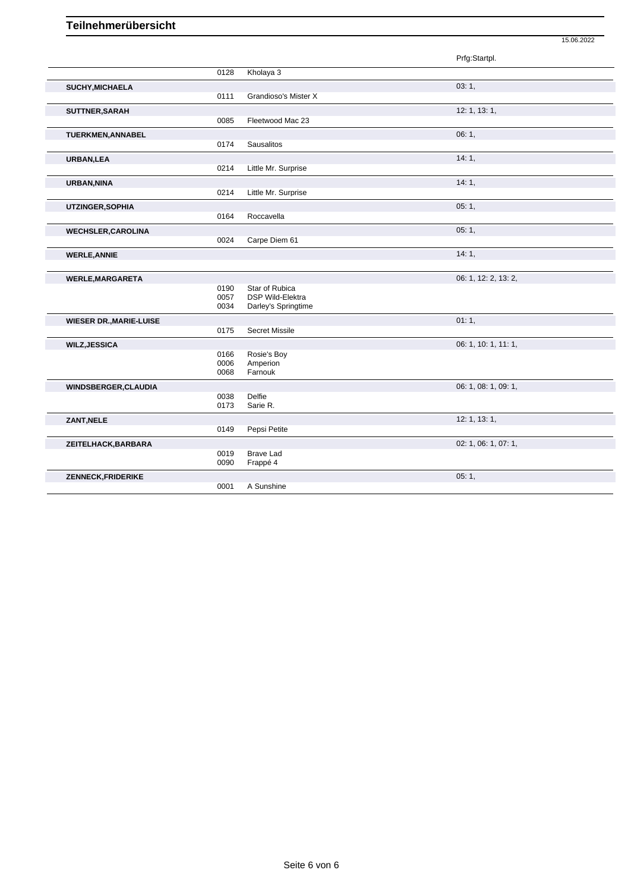# Teilnehmerübersicht

15.06.2022

| | | | Prfg:Startpl. |
|---|---|---|---|
| | 0128 | Kholaya 3 | |
| **SUCHY,MICHAELA** | | | 03: 1, |
| | 0111 | Grandioso's Mister X | |
| **SUTTNER,SARAH** | | | 12: 1, 13: 1, |
| | 0085 | Fleetwood Mac 23 | |
| **TUERKMEN,ANNABEL** | | | 06: 1, |
| | 0174 | Sausalitos | |
| **URBAN,LEA** | | | 14: 1, |
| | 0214 | Little Mr. Surprise | |
| **URBAN,NINA** | | | 14: 1, |
| | 0214 | Little Mr. Surprise | |
| **UTZINGER,SOPHIA** | | | 05: 1, |
| | 0164 | Roccavella | |
| **WECHSLER,CAROLINA** | | | 05: 1, |
| | 0024 | Carpe Diem 61 | |
| **WERLE,ANNIE** | | | 14: 1, |
| **WERLE,MARGARETA** | | | 06: 1, 12: 2, 13: 2, |
| | 0190 | Star of Rubica | |
| | 0057 | DSP Wild-Elektra | |
| | 0034 | Darley's Springtime | |
| **WIESER DR.,MARIE-LUISE** | | | 01: 1, |
| | 0175 | Secret Missile | |
| **WILZ,JESSICA** | | | 06: 1, 10: 1, 11: 1, |
| | 0166 | Rosie's Boy | |
| | 0006 | Amperion | |
| | 0068 | Farnouk | |
| **WINDSBERGER,CLAUDIA** | | | 06: 1, 08: 1, 09: 1, |
| | 0038 | Delfie | |
| | 0173 | Sarie R. | |
| **ZANT,NELE** | | | 12: 1, 13: 1, |
| | 0149 | Pepsi Petite | |
| **ZEITELHACK,BARBARA** | | | 02: 1, 06: 1, 07: 1, |
| | 0019 | Brave Lad | |
| | 0090 | Frappé 4 | |
| **ZENNECK,FRIDERIKE** | | | 05: 1, |
| | 0001 | A Sunshine | |